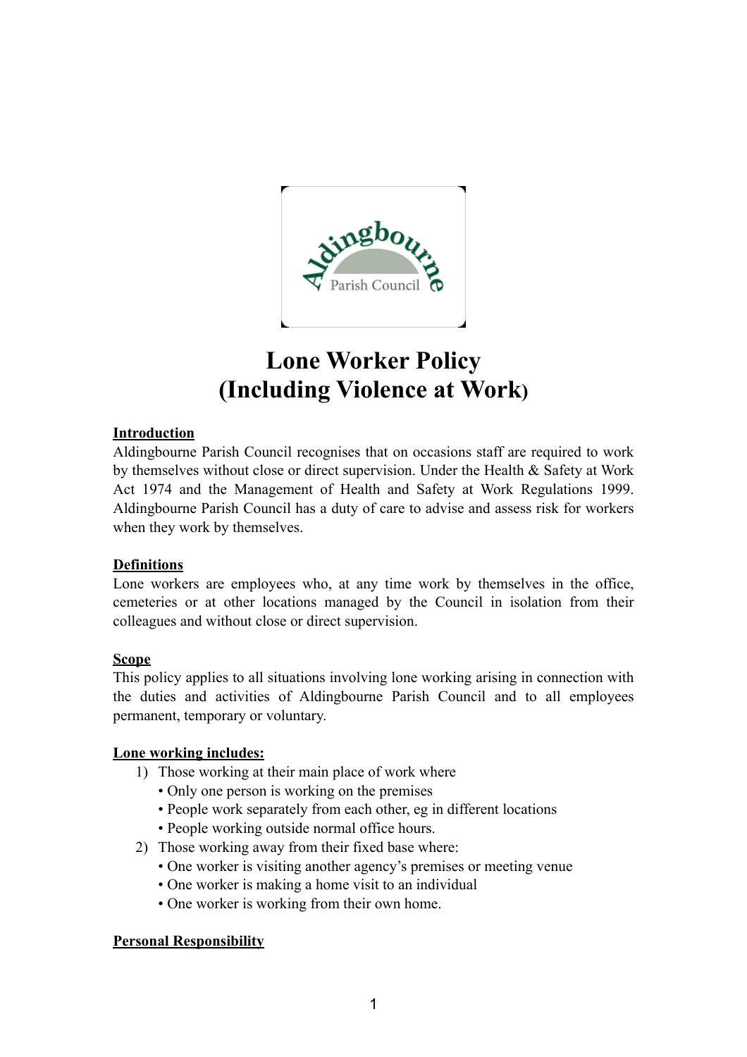# Lone Worker Policy
# (Including Violence at Work)

**Introduction**

Aldingbourne Parish Council recognises that on occasions staff are required to work by themselves without close or direct supervision. Under the Health & Safety at Work Act 1974 and the Management of Health and Safety at Work Regulations 1999. Aldingbourne Parish Council has a duty of care to advise and assess risk for workers when they work by themselves.

**Definitions**

Lone workers are employees who, at any time work by themselves in the office, cemeteries or at other locations managed by the Council in isolation from their colleagues and without close or direct supervision.

**Scope**

This policy applies to all situations involving lone working arising in connection with the duties and activities of Aldingbourne Parish Council and to all employees permanent, temporary or voluntary.

**Lone working includes:**

1) Those working at their main place of work where
   - Only one person is working on the premises
   - People work separately from each other, eg in different locations
   - People working outside normal office hours.
2) Those working away from their fixed base where:
   - One worker is visiting another agency's premises or meeting venue
   - One worker is making a home visit to an individual
   - One worker is working from their own home.

**Personal Responsibility**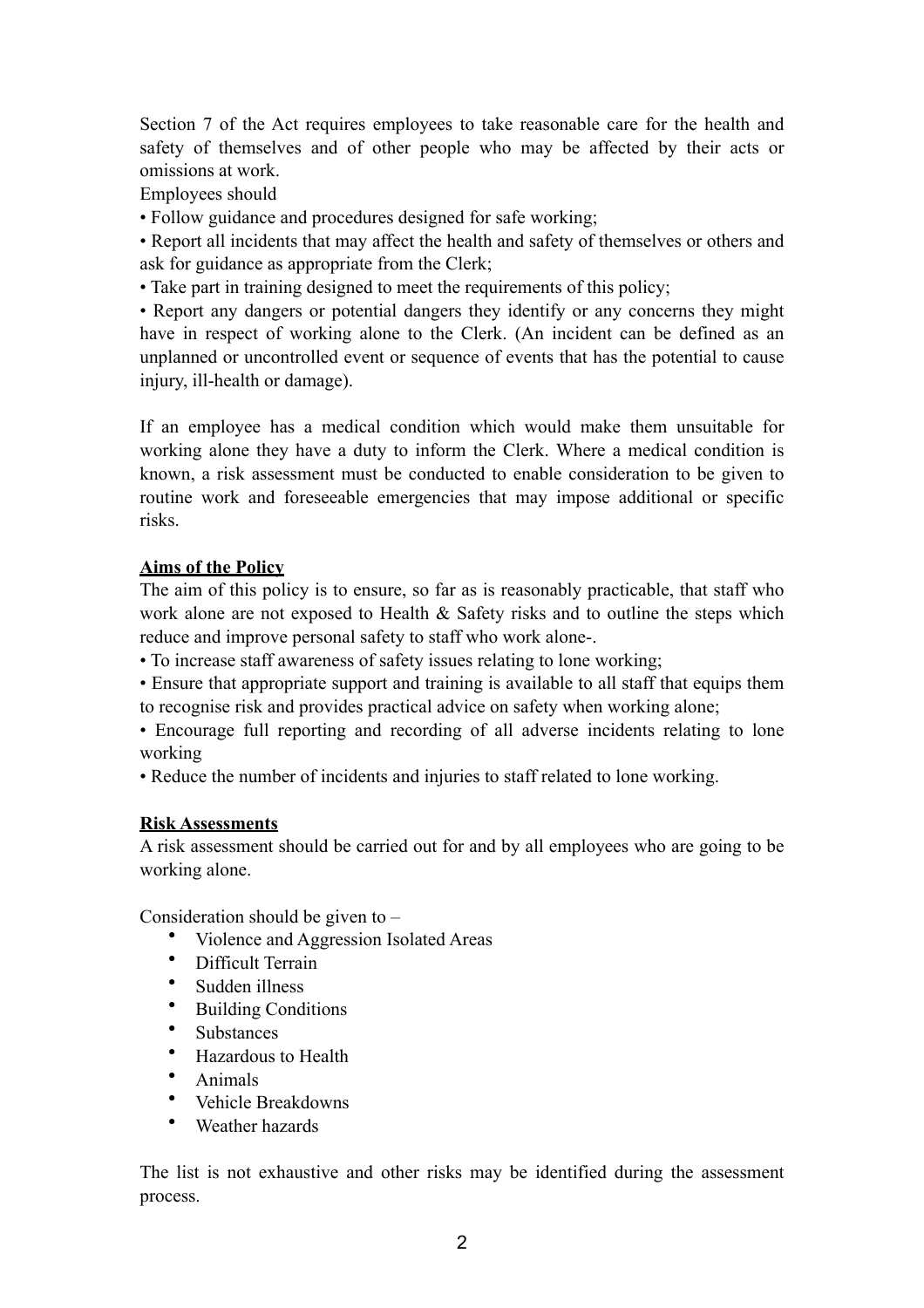Section 7 of the Act requires employees to take reasonable care for the health and safety of themselves and of other people who may be affected by their acts or omissions at work.

Employees should

• Follow guidance and procedures designed for safe working;

• Report all incidents that may affect the health and safety of themselves or others and ask for guidance as appropriate from the Clerk;

• Take part in training designed to meet the requirements of this policy;

• Report any dangers or potential dangers they identify or any concerns they might have in respect of working alone to the Clerk. (An incident can be defined as an unplanned or uncontrolled event or sequence of events that has the potential to cause injury, ill-health or damage).

If an employee has a medical condition which would make them unsuitable for working alone they have a duty to inform the Clerk. Where a medical condition is known, a risk assessment must be conducted to enable consideration to be given to routine work and foreseeable emergencies that may impose additional or specific risks.

**Aims of the Policy**

The aim of this policy is to ensure, so far as is reasonably practicable, that staff who work alone are not exposed to Health & Safety risks and to outline the steps which reduce and improve personal safety to staff who work alone-.

• To increase staff awareness of safety issues relating to lone working;

• Ensure that appropriate support and training is available to all staff that equips them to recognise risk and provides practical advice on safety when working alone;

• Encourage full reporting and recording of all adverse incidents relating to lone working

• Reduce the number of incidents and injuries to staff related to lone working.

**Risk Assessments**

A risk assessment should be carried out for and by all employees who are going to be working alone.

Consideration should be given to –

- Violence and Aggression Isolated Areas
- Difficult Terrain
- Sudden illness
- Building Conditions
- Substances
- Hazardous to Health
- Animals
- Vehicle Breakdowns
- Weather hazards

The list is not exhaustive and other risks may be identified during the assessment process.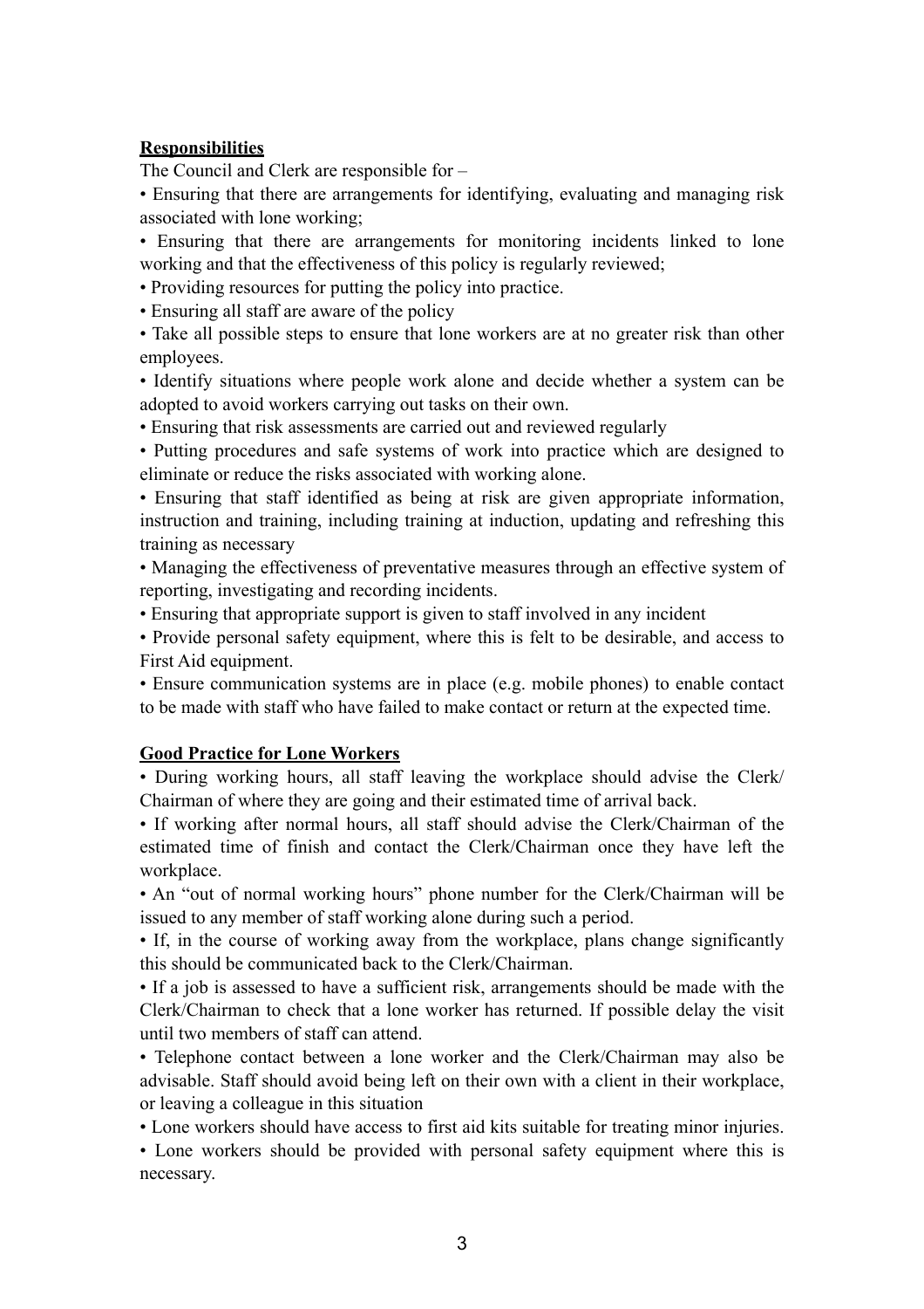## Responsibilities

The Council and Clerk are responsible for –

- Ensuring that there are arrangements for identifying, evaluating and managing risk associated with lone working;
- Ensuring that there are arrangements for monitoring incidents linked to lone working and that the effectiveness of this policy is regularly reviewed;
- Providing resources for putting the policy into practice.
- Ensuring all staff are aware of the policy
- Take all possible steps to ensure that lone workers are at no greater risk than other employees.
- Identify situations where people work alone and decide whether a system can be adopted to avoid workers carrying out tasks on their own.
- Ensuring that risk assessments are carried out and reviewed regularly
- Putting procedures and safe systems of work into practice which are designed to eliminate or reduce the risks associated with working alone.
- Ensuring that staff identified as being at risk are given appropriate information, instruction and training, including training at induction, updating and refreshing this training as necessary
- Managing the effectiveness of preventative measures through an effective system of reporting, investigating and recording incidents.
- Ensuring that appropriate support is given to staff involved in any incident
- Provide personal safety equipment, where this is felt to be desirable, and access to First Aid equipment.
- Ensure communication systems are in place (e.g. mobile phones) to enable contact to be made with staff who have failed to make contact or return at the expected time.

## Good Practice for Lone Workers

- During working hours, all staff leaving the workplace should advise the Clerk/ Chairman of where they are going and their estimated time of arrival back.
- If working after normal hours, all staff should advise the Clerk/Chairman of the estimated time of finish and contact the Clerk/Chairman once they have left the workplace.
- An "out of normal working hours" phone number for the Clerk/Chairman will be issued to any member of staff working alone during such a period.
- If, in the course of working away from the workplace, plans change significantly this should be communicated back to the Clerk/Chairman.
- If a job is assessed to have a sufficient risk, arrangements should be made with the Clerk/Chairman to check that a lone worker has returned. If possible delay the visit until two members of staff can attend.
- Telephone contact between a lone worker and the Clerk/Chairman may also be advisable. Staff should avoid being left on their own with a client in their workplace, or leaving a colleague in this situation
- Lone workers should have access to first aid kits suitable for treating minor injuries.
- Lone workers should be provided with personal safety equipment where this is necessary.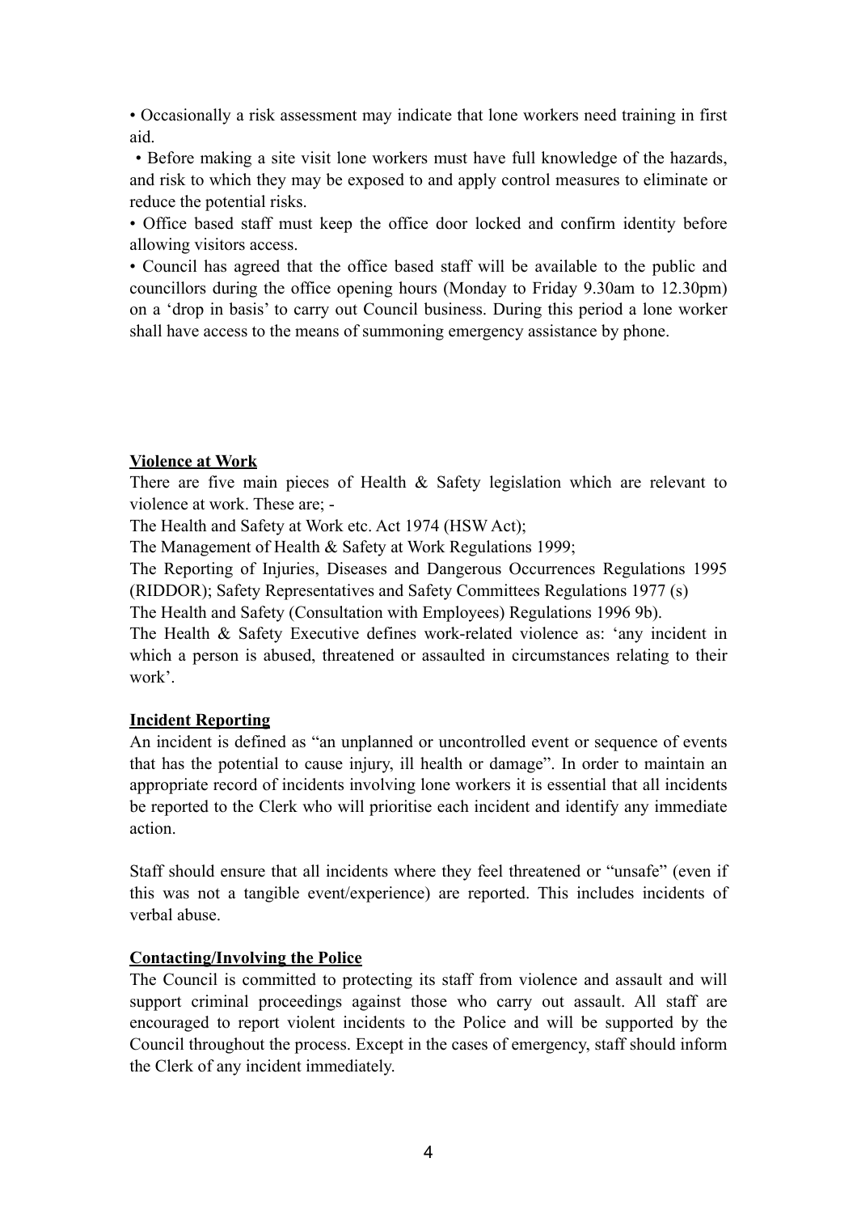- Occasionally a risk assessment may indicate that lone workers need training in first aid.
- Before making a site visit lone workers must have full knowledge of the hazards, and risk to which they may be exposed to and apply control measures to eliminate or reduce the potential risks.
- Office based staff must keep the office door locked and confirm identity before allowing visitors access.
- Council has agreed that the office based staff will be available to the public and councillors during the office opening hours (Monday to Friday 9.30am to 12.30pm) on a 'drop in basis' to carry out Council business. During this period a lone worker shall have access to the means of summoning emergency assistance by phone.

**Violence at Work**

There are five main pieces of Health & Safety legislation which are relevant to violence at work. These are; -

The Health and Safety at Work etc. Act 1974 (HSW Act);

The Management of Health & Safety at Work Regulations 1999;

The Reporting of Injuries, Diseases and Dangerous Occurrences Regulations 1995 (RIDDOR); Safety Representatives and Safety Committees Regulations 1977 (s)

The Health and Safety (Consultation with Employees) Regulations 1996 9b).

The Health & Safety Executive defines work-related violence as: 'any incident in which a person is abused, threatened or assaulted in circumstances relating to their work'.

**Incident Reporting**

An incident is defined as "an unplanned or uncontrolled event or sequence of events that has the potential to cause injury, ill health or damage". In order to maintain an appropriate record of incidents involving lone workers it is essential that all incidents be reported to the Clerk who will prioritise each incident and identify any immediate action.

Staff should ensure that all incidents where they feel threatened or "unsafe" (even if this was not a tangible event/experience) are reported. This includes incidents of verbal abuse.

**Contacting/Involving the Police**

The Council is committed to protecting its staff from violence and assault and will support criminal proceedings against those who carry out assault. All staff are encouraged to report violent incidents to the Police and will be supported by the Council throughout the process. Except in the cases of emergency, staff should inform the Clerk of any incident immediately.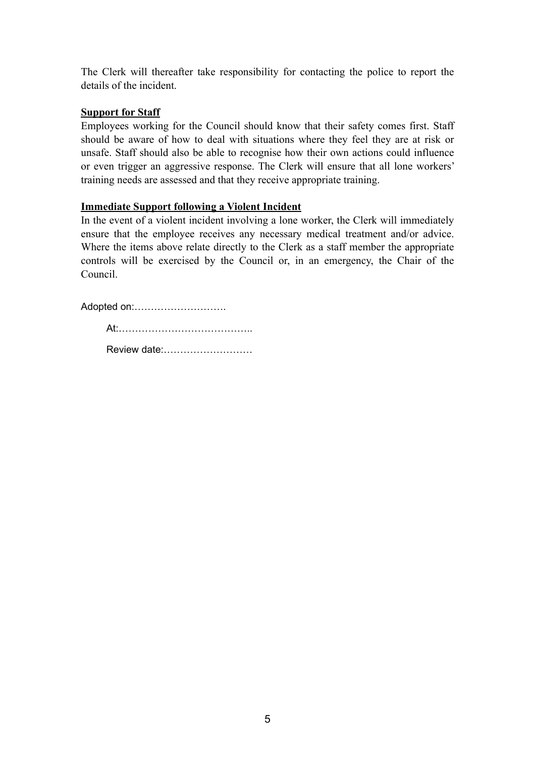The Clerk will thereafter take responsibility for contacting the police to report the details of the incident.

**Support for Staff**

Employees working for the Council should know that their safety comes first. Staff should be aware of how to deal with situations where they feel they are at risk or unsafe. Staff should also be able to recognise how their own actions could influence or even trigger an aggressive response. The Clerk will ensure that all lone workers' training needs are assessed and that they receive appropriate training.

**Immediate Support following a Violent Incident**

In the event of a violent incident involving a lone worker, the Clerk will immediately ensure that the employee receives any necessary medical treatment and/or advice. Where the items above relate directly to the Clerk as a staff member the appropriate controls will be exercised by the Council or, in an emergency, the Chair of the Council.

Adopted on:……………………….

At:…………………………………..

Review date:………………………